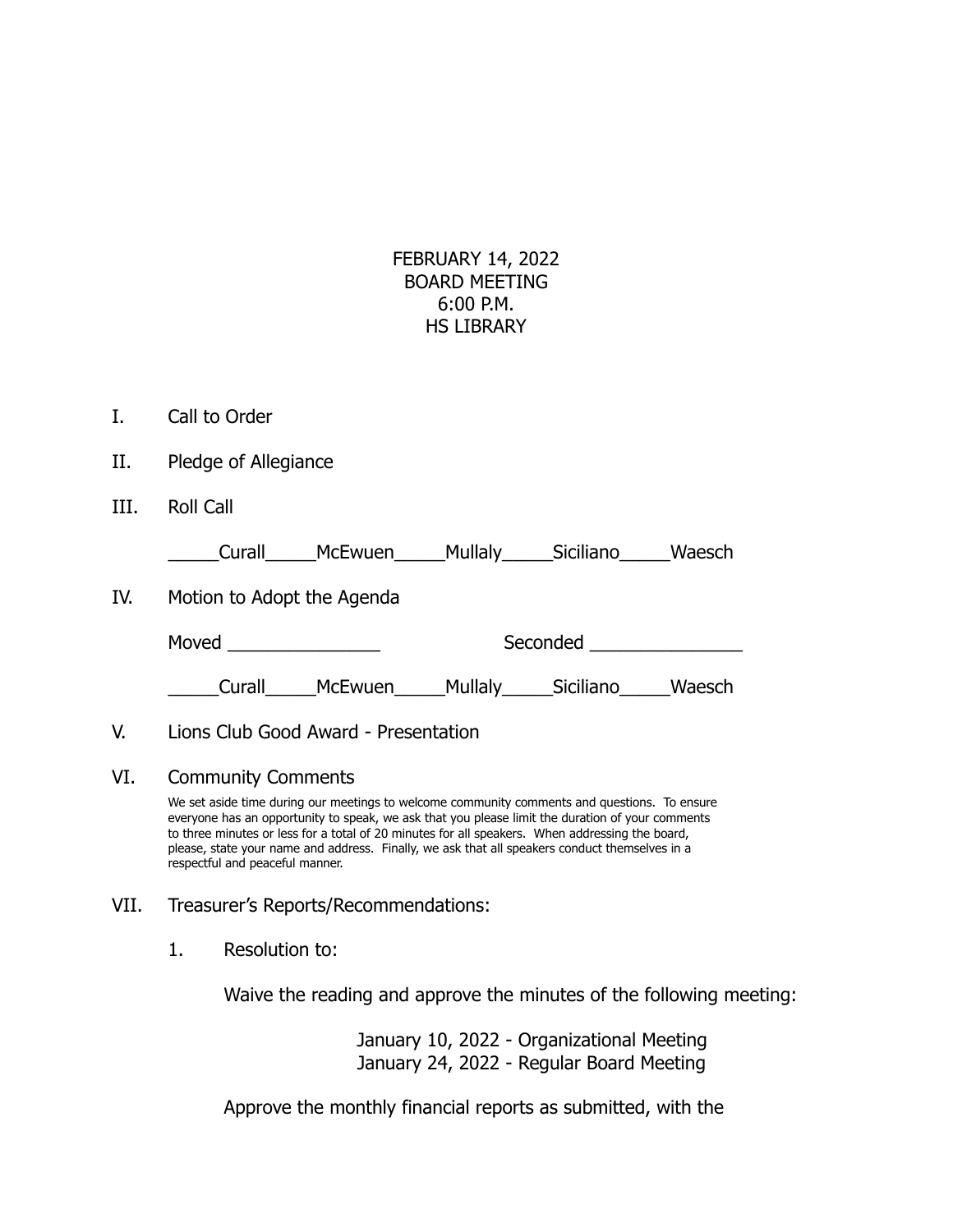FEBRUARY 14, 2022
BOARD MEETING
6:00 P.M.
HS LIBRARY

I. Call to Order

II. Pledge of Allegiance

III. Roll Call

_____Curall_____McEwuen_____Mullaly_____Siciliano_____Waesch

IV. Motion to Adopt the Agenda

Moved _______________ Seconded _______________

_____Curall_____McEwuen_____Mullaly_____Siciliano_____Waesch

V. Lions Club Good Award - Presentation

VI. Community Comments

We set aside time during our meetings to welcome community comments and questions. To ensure everyone has an opportunity to speak, we ask that you please limit the duration of your comments to three minutes or less for a total of 20 minutes for all speakers. When addressing the board, please, state your name and address. Finally, we ask that all speakers conduct themselves in a respectful and peaceful manner.

VII. Treasurer's Reports/Recommendations:

1. Resolution to:

Waive the reading and approve the minutes of the following meeting:

January 10, 2022 - Organizational Meeting
January 24, 2022 - Regular Board Meeting

Approve the monthly financial reports as submitted, with the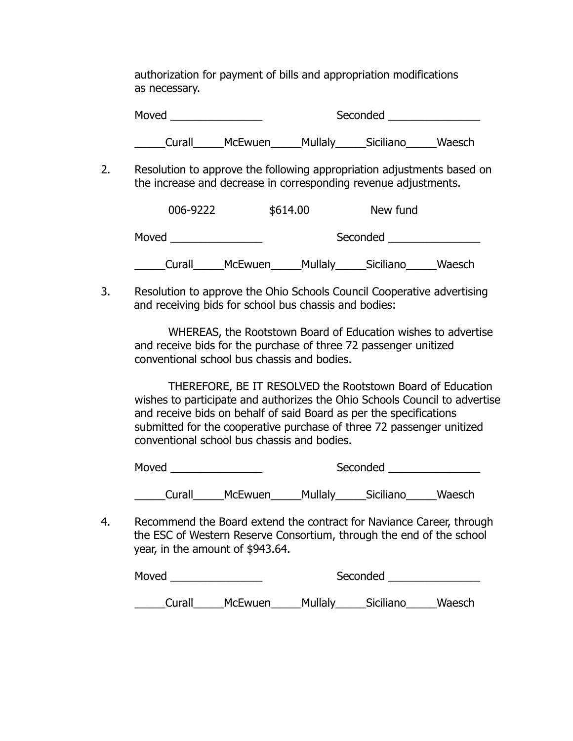authorization for payment of bills and appropriation modifications as necessary.

Moved _______________ Seconded _______________

_____Curall_____McEwuen_____Mullaly_____Siciliano_____Waesch

2. Resolution to approve the following appropriation adjustments based on the increase and decrease in corresponding revenue adjustments.

| 006-9222 | $614.00 | New fund |
|---|---|---|

Moved _______________ Seconded _______________

_____Curall_____McEwuen_____Mullaly_____Siciliano_____Waesch

3. Resolution to approve the Ohio Schools Council Cooperative advertising and receiving bids for school bus chassis and bodies:

WHEREAS, the Rootstown Board of Education wishes to advertise and receive bids for the purchase of three 72 passenger unitized conventional school bus chassis and bodies.

THEREFORE, BE IT RESOLVED the Rootstown Board of Education wishes to participate and authorizes the Ohio Schools Council to advertise and receive bids on behalf of said Board as per the specifications submitted for the cooperative purchase of three 72 passenger unitized conventional school bus chassis and bodies.

Moved _______________ Seconded _______________

_____Curall_____McEwuen_____Mullaly_____Siciliano_____Waesch

4. Recommend the Board extend the contract for Naviance Career, through the ESC of Western Reserve Consortium, through the end of the school year, in the amount of $943.64.

Moved _______________ Seconded _______________

_____Curall_____McEwuen_____Mullaly_____Siciliano_____Waesch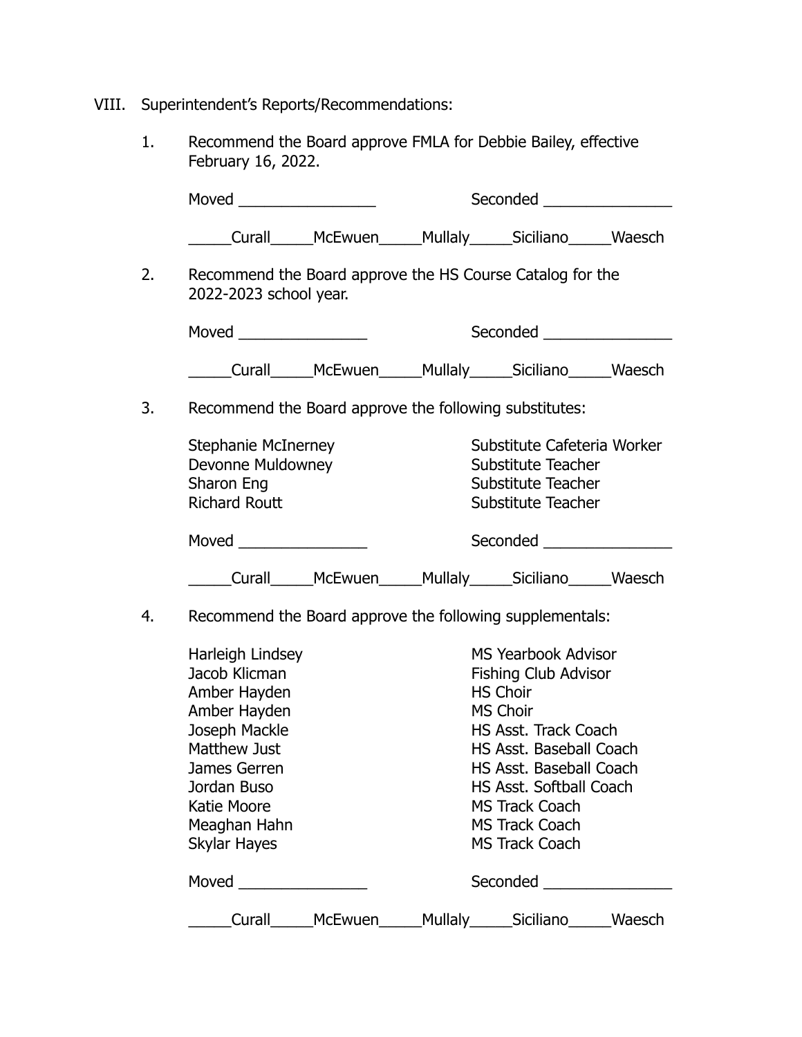VIII. Superintendent's Reports/Recommendations:

1. Recommend the Board approve FMLA for Debbie Bailey, effective February 16, 2022.

   Moved ________________ Seconded _______________

   _____Curall_____McEwuen_____Mullaly_____Siciliano_____Waesch

2. Recommend the Board approve the HS Course Catalog for the 2022-2023 school year.

   Moved _______________ Seconded _______________

   _____Curall_____McEwuen_____Mullaly_____Siciliano_____Waesch

3. Recommend the Board approve the following substitutes:

   | | |
   |---|---|
   | Stephanie McInerney | Substitute Cafeteria Worker |
   | Devonne Muldowney | Substitute Teacher |
   | Sharon Eng | Substitute Teacher |
   | Richard Routt | Substitute Teacher |

   Moved _______________ Seconded _______________

   _____Curall_____McEwuen_____Mullaly_____Siciliano_____Waesch

4. Recommend the Board approve the following supplementals:

   | | |
   |---|---|
   | Harleigh Lindsey | MS Yearbook Advisor |
   | Jacob Klicman | Fishing Club Advisor |
   | Amber Hayden | HS Choir |
   | Amber Hayden | MS Choir |
   | Joseph Mackle | HS Asst. Track Coach |
   | Matthew Just | HS Asst. Baseball Coach |
   | James Gerren | HS Asst. Baseball Coach |
   | Jordan Buso | HS Asst. Softball Coach |
   | Katie Moore | MS Track Coach |
   | Meaghan Hahn | MS Track Coach |
   | Skylar Hayes | MS Track Coach |

   Moved _______________ Seconded _______________

   _____Curall_____McEwuen_____Mullaly_____Siciliano_____Waesch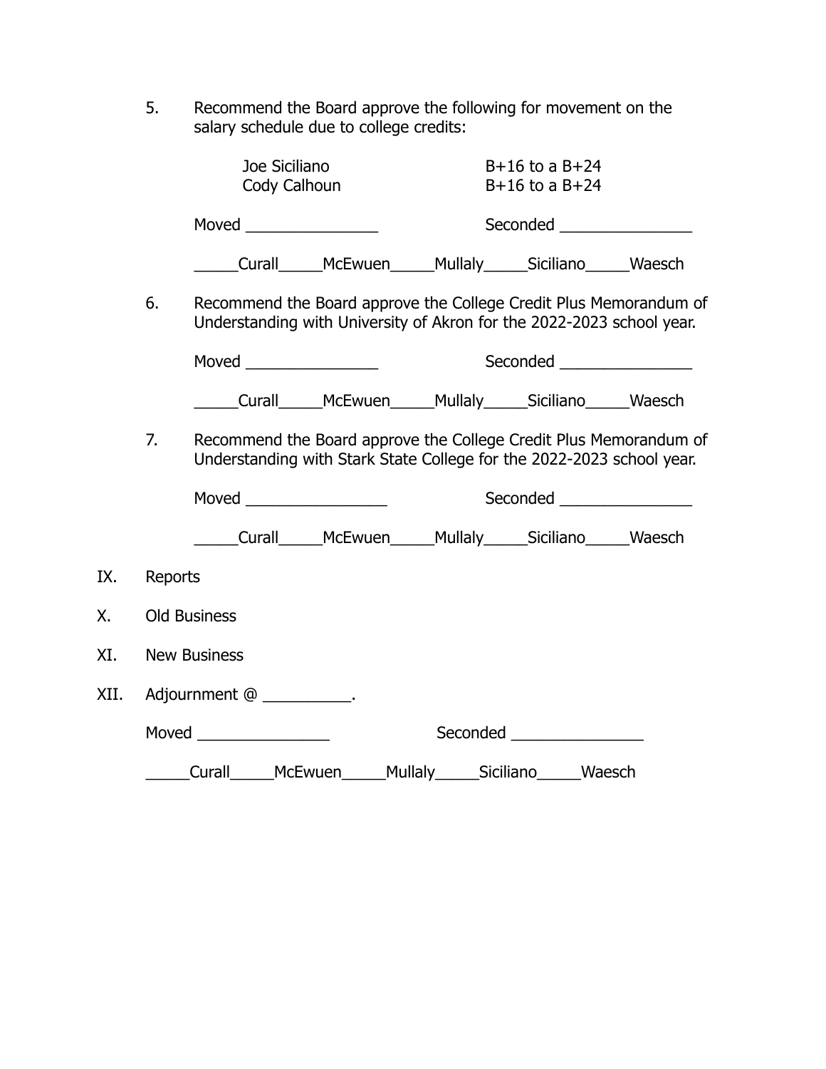5. Recommend the Board approve the following for movement on the salary schedule due to college credits:

   Joe Siciliano — B+16 to a B+24
   Cody Calhoun — B+16 to a B+24

   Moved _______________ Seconded _______________

   _____Curall_____McEwuen_____Mullaly_____Siciliano_____Waesch

6. Recommend the Board approve the College Credit Plus Memorandum of Understanding with University of Akron for the 2022-2023 school year.

   Moved _______________ Seconded _______________

   _____Curall_____McEwuen_____Mullaly_____Siciliano_____Waesch

7. Recommend the Board approve the College Credit Plus Memorandum of Understanding with Stark State College for the 2022-2023 school year.

   Moved ________________ Seconded _______________

   _____Curall_____McEwuen_____Mullaly_____Siciliano_____Waesch

IX. Reports

X. Old Business

XI. New Business

XII. Adjournment @ __________.

Moved _______________ Seconded _______________

_____Curall_____McEwuen_____Mullaly_____Siciliano_____Waesch